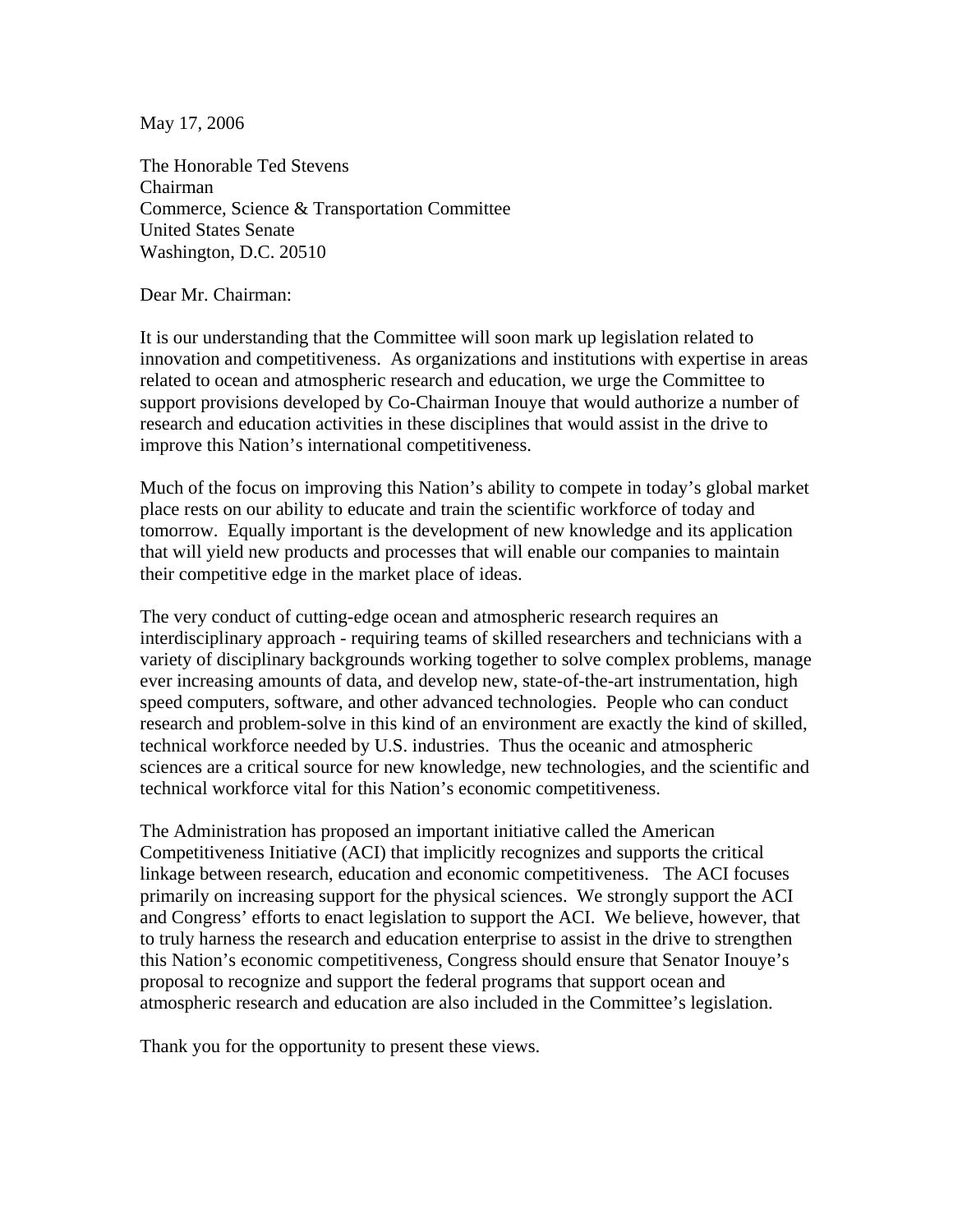May 17, 2006

The Honorable Ted Stevens
Chairman
Commerce, Science & Transportation Committee
United States Senate
Washington, D.C. 20510

Dear Mr. Chairman:

It is our understanding that the Committee will soon mark up legislation related to innovation and competitiveness. As organizations and institutions with expertise in areas related to ocean and atmospheric research and education, we urge the Committee to support provisions developed by Co-Chairman Inouye that would authorize a number of research and education activities in these disciplines that would assist in the drive to improve this Nation's international competitiveness.

Much of the focus on improving this Nation's ability to compete in today's global market place rests on our ability to educate and train the scientific workforce of today and tomorrow. Equally important is the development of new knowledge and its application that will yield new products and processes that will enable our companies to maintain their competitive edge in the market place of ideas.

The very conduct of cutting-edge ocean and atmospheric research requires an interdisciplinary approach - requiring teams of skilled researchers and technicians with a variety of disciplinary backgrounds working together to solve complex problems, manage ever increasing amounts of data, and develop new, state-of-the-art instrumentation, high speed computers, software, and other advanced technologies. People who can conduct research and problem-solve in this kind of an environment are exactly the kind of skilled, technical workforce needed by U.S. industries. Thus the oceanic and atmospheric sciences are a critical source for new knowledge, new technologies, and the scientific and technical workforce vital for this Nation's economic competitiveness.

The Administration has proposed an important initiative called the American Competitiveness Initiative (ACI) that implicitly recognizes and supports the critical linkage between research, education and economic competitiveness. The ACI focuses primarily on increasing support for the physical sciences. We strongly support the ACI and Congress' efforts to enact legislation to support the ACI. We believe, however, that to truly harness the research and education enterprise to assist in the drive to strengthen this Nation's economic competitiveness, Congress should ensure that Senator Inouye's proposal to recognize and support the federal programs that support ocean and atmospheric research and education are also included in the Committee's legislation.

Thank you for the opportunity to present these views.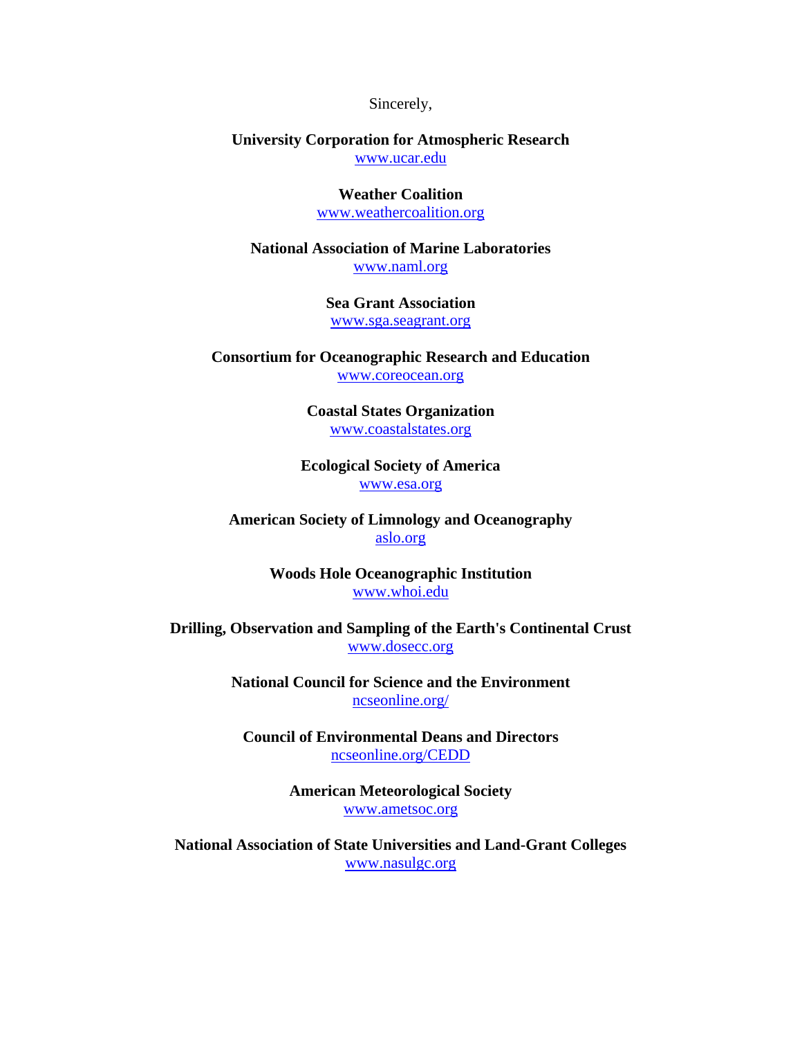Sincerely,

**University Corporation for Atmospheric Research**
www.ucar.edu

**Weather Coalition**
www.weathercoalition.org

**National Association of Marine Laboratories**
www.naml.org

**Sea Grant Association**
www.sga.seagrant.org

**Consortium for Oceanographic Research and Education**
www.coreocean.org

**Coastal States Organization**
www.coastalstates.org

**Ecological Society of America**
www.esa.org

**American Society of Limnology and Oceanography**
aslo.org

**Woods Hole Oceanographic Institution**
www.whoi.edu

**Drilling, Observation and Sampling of the Earth's Continental Crust**
www.dosecc.org

**National Council for Science and the Environment**
ncseonline.org/

**Council of Environmental Deans and Directors**
ncseonline.org/CEDD

**American Meteorological Society**
www.ametsoc.org

**National Association of State Universities and Land-Grant Colleges**
www.nasulgc.org